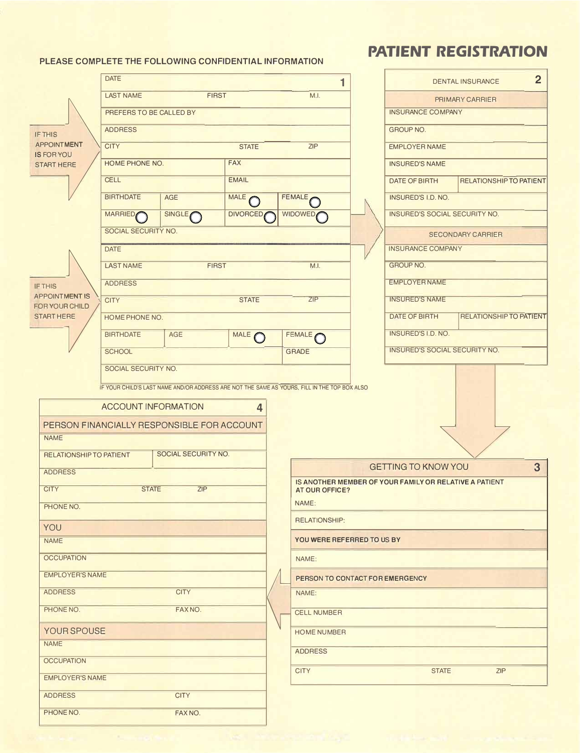# PATIENT REGISTRATION

**PLEASE COMPLETE THE FOLLOWING CONFIDENTIAL INFORMATION**

## 1

IF THIS APPOINTMENT IS FOR YOU START HERE

| | | | |
|---|---|---|---|
| DATE | | | |
| LAST NAME | FIRST | | M.I. |
| PREFERS TO BE CALLED BY | | | |
| ADDRESS | | | |
| CITY | | STATE | ZIP |
| HOME PHONE NO. | | FAX | |
| CELL | | EMAIL | |
| BIRTHDATE | AGE | MALE ◯ | FEMALE ◯ |
| MARRIED ◯ | SINGLE ◯ | DIVORCED ◯ | WIDOWED ◯ |
| SOCIAL SECURITY NO. | | | |

IF THIS APPOINTMENT IS FOR YOUR CHILD START HERE

| | | | |
|---|---|---|---|
| DATE | | | |
| LAST NAME | FIRST | | M.I. |
| ADDRESS | | | |
| CITY | | STATE | ZIP |
| HOME PHONE NO. | | | |
| BIRTHDATE | AGE | MALE ◯ | FEMALE ◯ |
| SCHOOL | | | GRADE |
| SOCIAL SECURITY NO. | | | |

IF YOUR CHILD'S LAST NAME AND/OR ADDRESS ARE NOT THE SAME AS YOURS, FILL IN THE TOP BOX ALSO

## 2 DENTAL INSURANCE

**PRIMARY CARRIER**

| | |
|---|---|
| INSURANCE COMPANY | |
| GROUP NO. | |
| EMPLOYER NAME | |
| INSURED'S NAME | |
| DATE OF BIRTH | RELATIONSHIP TO PATIENT |
| INSURED'S I.D. NO. | |
| INSURED'S SOCIAL SECURITY NO. | |

**SECONDARY CARRIER**

| | |
|---|---|
| INSURANCE COMPANY | |
| GROUP NO. | |
| EMPLOYER NAME | |
| INSURED'S NAME | |
| DATE OF BIRTH | RELATIONSHIP TO PATIENT |
| INSURED'S I.D. NO. | |
| INSURED'S SOCIAL SECURITY NO. | |

## 3 GETTING TO KNOW YOU

**IS ANOTHER MEMBER OF YOUR FAMILY OR RELATIVE A PATIENT AT OUR OFFICE?**

NAME:

RELATIONSHIP:

**YOU WERE REFERRED TO US BY**

NAME:

**PERSON TO CONTACT FOR EMERGENCY**

NAME:

CELL NUMBER

HOME NUMBER

ADDRESS

| | | |
|---|---|---|
| CITY | STATE | ZIP |

## 4 ACCOUNT INFORMATION

**PERSON FINANCIALLY RESPONSIBLE FOR ACCOUNT**

| | | |
|---|---|---|
| NAME | | |
| RELATIONSHIP TO PATIENT | SOCIAL SECURITY NO. | |
| ADDRESS | | |
| CITY | STATE | ZIP |
| PHONE NO. | | |

**YOU**

| | |
|---|---|
| NAME | |
| OCCUPATION | |
| EMPLOYER'S NAME | |
| ADDRESS | CITY |
| PHONE NO. | FAX NO. |

**YOUR SPOUSE**

| | |
|---|---|
| NAME | |
| OCCUPATION | |
| EMPLOYER'S NAME | |
| ADDRESS | CITY |
| PHONE NO. | FAX NO. |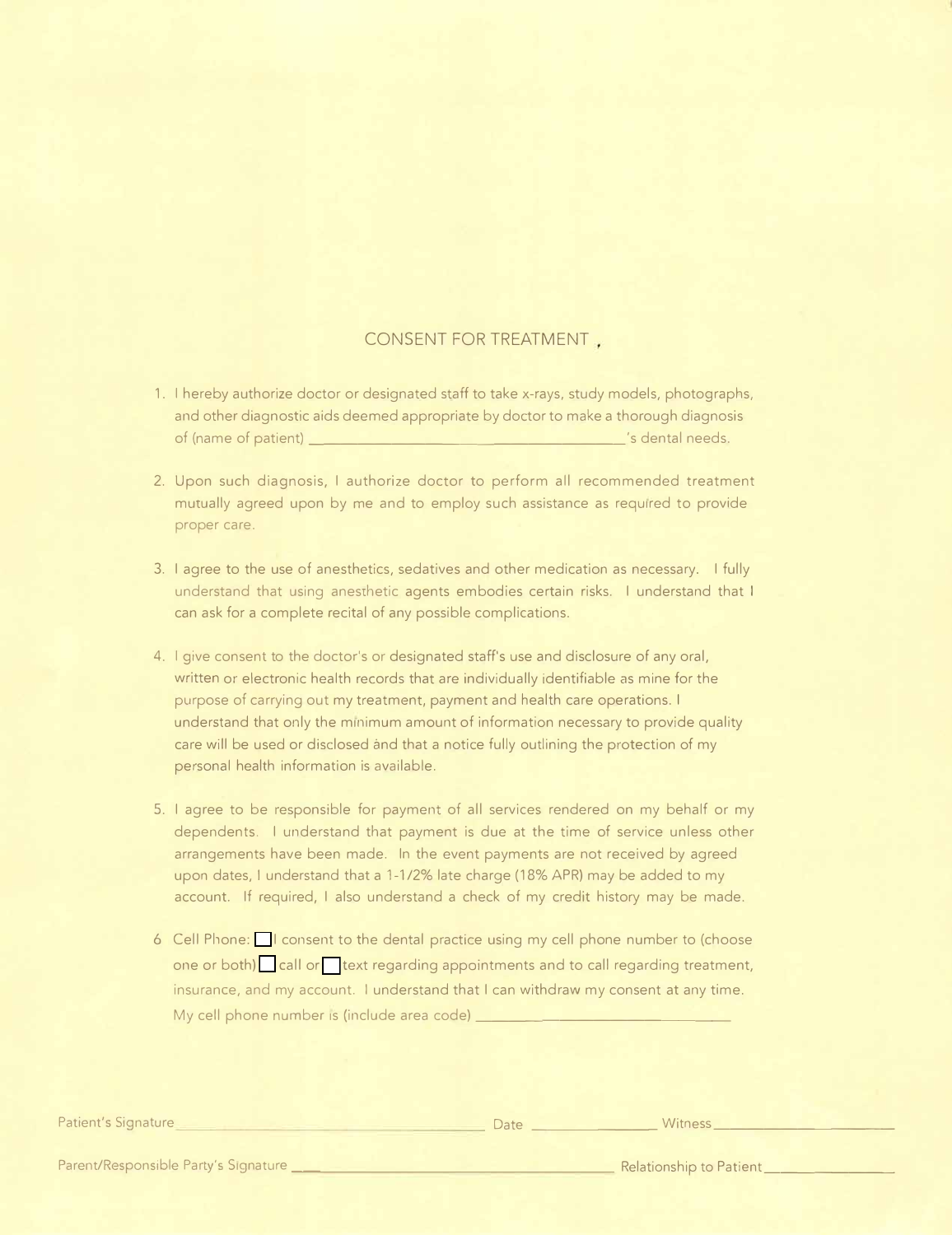# CONSENT FOR TREATMENT

1. I hereby authorize doctor or designated staff to take x-rays, study models, photographs, and other diagnostic aids deemed appropriate by doctor to make a thorough diagnosis of (name of patient) ______________________________________'s dental needs.

2. Upon such diagnosis, I authorize doctor to perform all recommended treatment mutually agreed upon by me and to employ such assistance as required to provide proper care.

3. I agree to the use of anesthetics, sedatives and other medication as necessary. I fully understand that using anesthetic agents embodies certain risks. I understand that I can ask for a complete recital of any possible complications.

4. I give consent to the doctor's or designated staff's use and disclosure of any oral, written or electronic health records that are individually identifiable as mine for the purpose of carrying out my treatment, payment and health care operations. I understand that only the minimum amount of information necessary to provide quality care will be used or disclosed and that a notice fully outlining the protection of my personal health information is available.

5. I agree to be responsible for payment of all services rendered on my behalf or my dependents. I understand that payment is due at the time of service unless other arrangements have been made. In the event payments are not received by agreed upon dates, I understand that a 1-1/2% late charge (18% APR) may be added to my account. If required, I also understand a check of my credit history may be made.

6. Cell Phone: ☐ I consent to the dental practice using my cell phone number to (choose one or both) ☐ call or ☐ text regarding appointments and to call regarding treatment, insurance, and my account. I understand that I can withdraw my consent at any time. My cell phone number is (include area code) ______________________________

Patient's Signature ______________________________ Date ______________ Witness ______________________

Parent/Responsible Party's Signature ______________________________ Relationship to Patient ______________________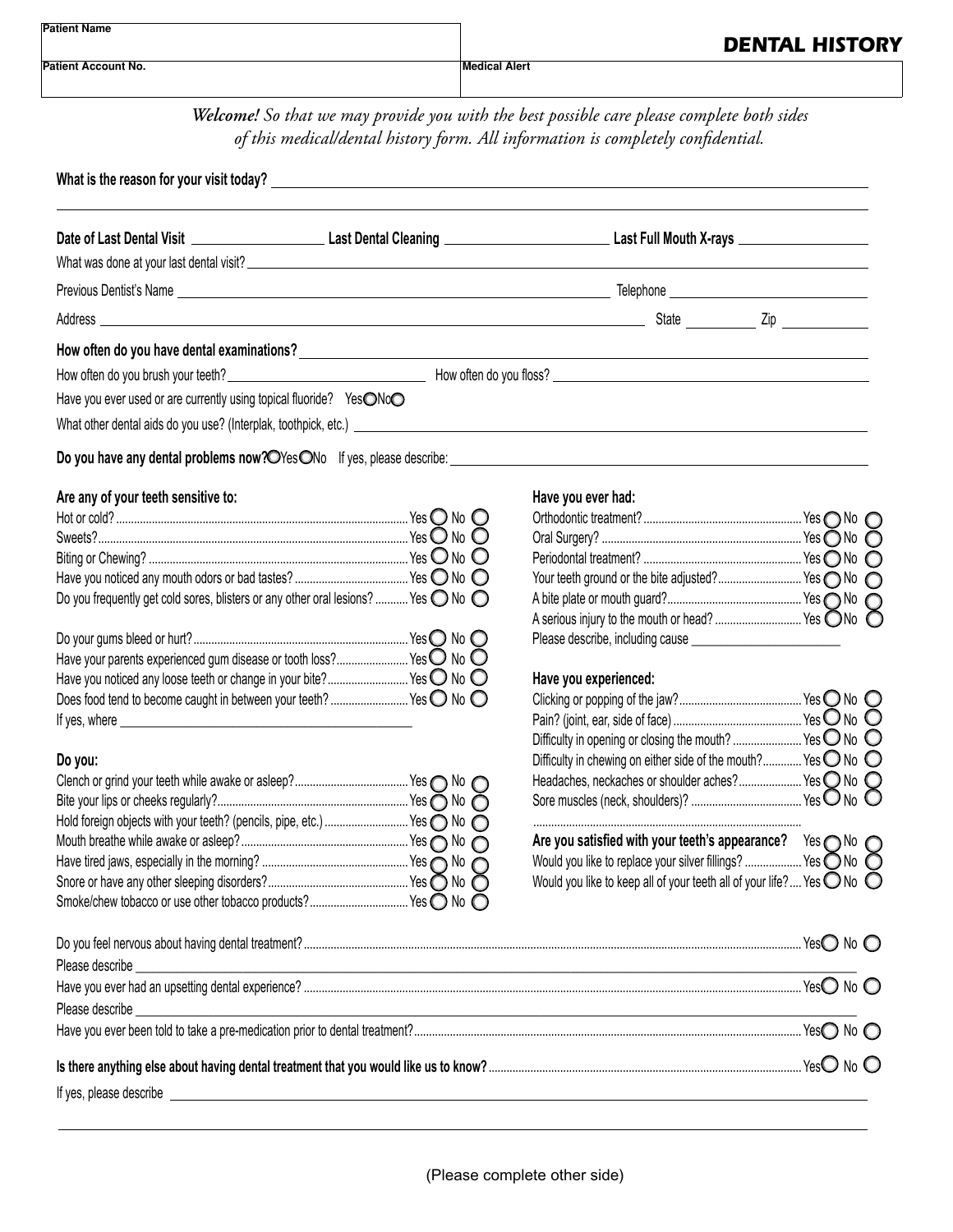| Patient Name | |
|---|---|
| Patient Account No. | Medical Alert |

# DENTAL HISTORY

***Welcome!*** *So that we may provide you with the best possible care please complete both sides of this medical/dental history form. All information is completely confidential.*

**What is the reason for your visit today?** ____________________

____________________

**Date of Last Dental Visit** __________ **Last Dental Cleaning** __________ **Last Full Mouth X-rays** __________

What was done at your last dental visit? ____________________

Previous Dentist's Name ____________________ Telephone __________

Address ____________________ State ______ Zip ______

**How often do you have dental examinations?** ____________________

How often do you brush your teeth? __________ How often do you floss? __________

Have you ever used or are currently using topical fluoride? Yes ○ No ○

What other dental aids do you use? (Interplak, toothpick, etc.) ____________________

**Do you have any dental problems now?** ○ Yes ○ No If yes, please describe: ____________________

**Are any of your teeth sensitive to:**

- Hot or cold? ........ Yes ○ No ○
- Sweets? ........ Yes ○ No ○
- Biting or Chewing? ........ Yes ○ No ○
- Have you noticed any mouth odors or bad tastes? ........ Yes ○ No ○
- Do you frequently get cold sores, blisters or any other oral lesions? ........ Yes ○ No ○

- Do your gums bleed or hurt? ........ Yes ○ No ○
- Have your parents experienced gum disease or tooth loss? ........ Yes ○ No ○
- Have you noticed any loose teeth or change in your bite? ........ Yes ○ No ○
- Does food tend to become caught in between your teeth? ........ Yes ○ No ○
- If yes, where ____________________

**Do you:**

- Clench or grind your teeth while awake or asleep? ........ Yes ○ No ○
- Bite your lips or cheeks regularly? ........ Yes ○ No ○
- Hold foreign objects with your teeth? (pencils, pipe, etc.) ........ Yes ○ No ○
- Mouth breathe while awake or asleep? ........ Yes ○ No ○
- Have tired jaws, especially in the morning? ........ Yes ○ No ○
- Snore or have any other sleeping disorders? ........ Yes ○ No ○
- Smoke/chew tobacco or use other tobacco products? ........ Yes ○ No ○

**Have you ever had:**

- Orthodontic treatment? ........ Yes ○ No ○
- Oral Surgery? ........ Yes ○ No ○
- Periodontal treatment? ........ Yes ○ No ○
- Your teeth ground or the bite adjusted? ........ Yes ○ No ○
- A bite plate or mouth guard? ........ Yes ○ No ○
- A serious injury to the mouth or head? ........ Yes ○ No ○
- Please describe, including cause ____________________

**Have you experienced:**

- Clicking or popping of the jaw? ........ Yes ○ No ○
- Pain? (joint, ear, side of face) ........ Yes ○ No ○
- Difficulty in opening or closing the mouth? ........ Yes ○ No ○
- Difficulty in chewing on either side of the mouth? ........ Yes ○ No ○
- Headaches, neckaches or shoulder aches? ........ Yes ○ No ○
- Sore muscles (neck, shoulders)? ........ Yes ○ No ○

**Are you satisfied with your teeth's appearance?** Yes ○ No ○

Would you like to replace your silver fillings? ........ Yes ○ No ○

Would you like to keep all of your teeth all of your life? ........ Yes ○ No ○

Do you feel nervous about having dental treatment? ........ Yes ○ No ○

Please describe ____________________

Have you ever had an upsetting dental experience? ........ Yes ○ No ○

Please describe ____________________

Have you ever been told to take a pre-medication prior to dental treatment? ........ Yes ○ No ○

**Is there anything else about having dental treatment that you would like us to know?** ........ Yes ○ No ○

If yes, please describe ____________________

____________________

(Please complete other side)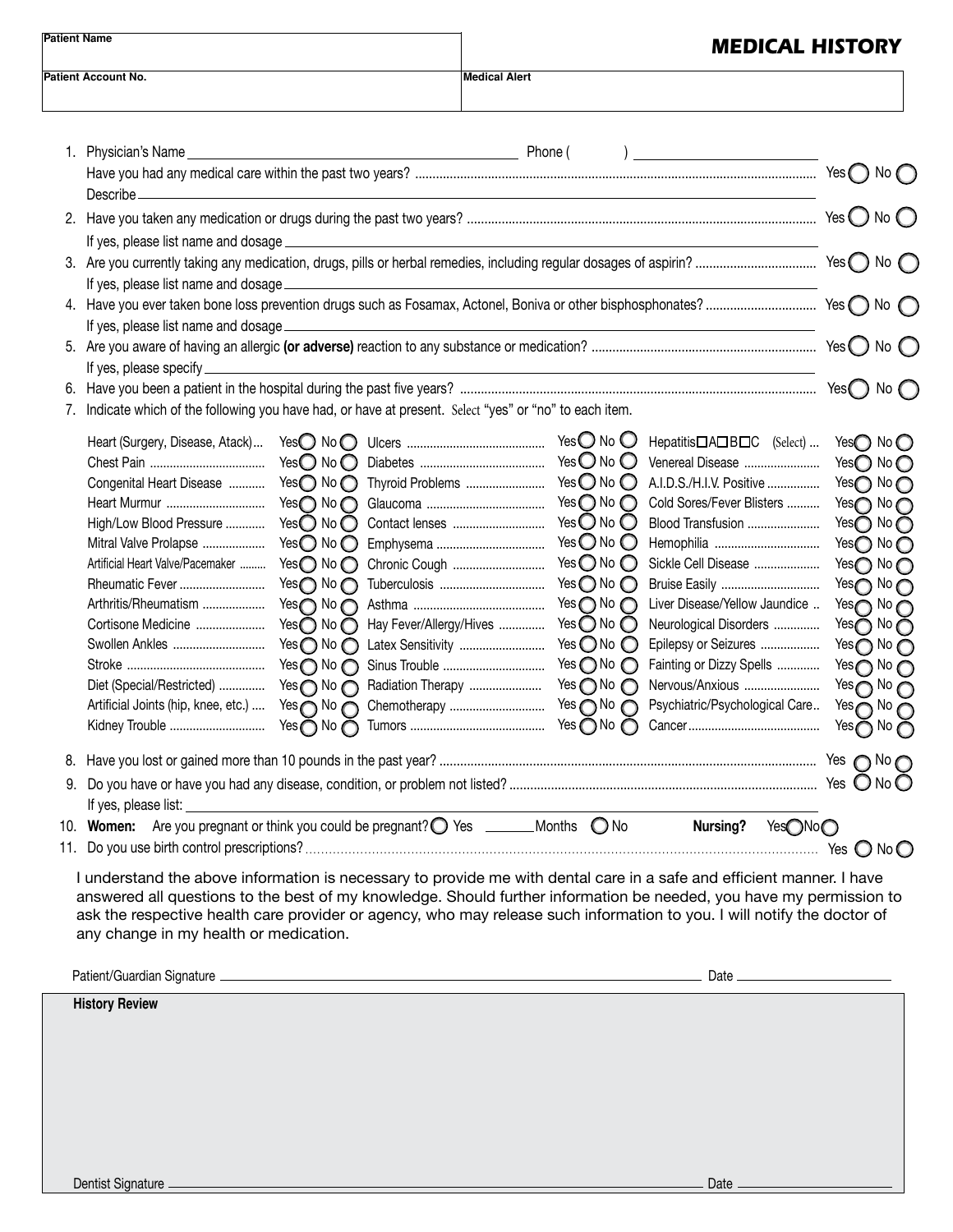| Patient Name | **MEDICAL HISTORY** |
|---|---|
| **Patient Account No.** | **Medical Alert** |

1. Physician's Name ______________________ Phone ( ) ______________
   Have you had any medical care within the past two years? ........ Yes ◯ No ◯
   Describe ______________________
2. Have you taken any medication or drugs during the past two years? ........ Yes ◯ No ◯
   If yes, please list name and dosage ______________________
3. Are you currently taking any medication, drugs, pills or herbal remedies, including regular dosages of aspirin? ........ Yes ◯ No ◯
   If yes, please list name and dosage ______________________
4. Have you ever taken bone loss prevention drugs such as Fosamax, Actonel, Boniva or other bisphosphonates? ........ Yes ◯ No ◯
   If yes, please list name and dosage ______________________
5. Are you aware of having an allergic **(or adverse)** reaction to any substance or medication? ........ Yes ◯ No ◯
   If yes, please specify ______________________
6. Have you been a patient in the hospital during the past five years? ........ Yes ◯ No ◯
7. Indicate which of the following you have had, or have at present. Select "yes" or "no" to each item.

| | | | | | |
|---|---|---|---|---|---|
| Heart (Surgery, Disease, Atack)... | Yes ◯ No ◯ | Ulcers ........ | Yes ◯ No ◯ | Hepatitis ☐A ☐B ☐C (Select) ... | Yes ◯ No ◯ |
| Chest Pain ........ | Yes ◯ No ◯ | Diabetes ........ | Yes ◯ No ◯ | Venereal Disease ........ | Yes ◯ No ◯ |
| Congenital Heart Disease ........ | Yes ◯ No ◯ | Thyroid Problems ........ | Yes ◯ No ◯ | A.I.D.S./H.I.V. Positive ........ | Yes ◯ No ◯ |
| Heart Murmur ........ | Yes ◯ No ◯ | Glaucoma ........ | Yes ◯ No ◯ | Cold Sores/Fever Blisters ........ | Yes ◯ No ◯ |
| High/Low Blood Pressure ........ | Yes ◯ No ◯ | Contact lenses ........ | Yes ◯ No ◯ | Blood Transfusion ........ | Yes ◯ No ◯ |
| Mitral Valve Prolapse ........ | Yes ◯ No ◯ | Emphysema ........ | Yes ◯ No ◯ | Hemophilia ........ | Yes ◯ No ◯ |
| Artificial Heart Valve/Pacemaker ........ | Yes ◯ No ◯ | Chronic Cough ........ | Yes ◯ No ◯ | Sickle Cell Disease ........ | Yes ◯ No ◯ |
| Rheumatic Fever ........ | Yes ◯ No ◯ | Tuberculosis ........ | Yes ◯ No ◯ | Bruise Easily ........ | Yes ◯ No ◯ |
| Arthritis/Rheumatism ........ | Yes ◯ No ◯ | Asthma ........ | Yes ◯ No ◯ | Liver Disease/Yellow Jaundice .. | Yes ◯ No ◯ |
| Cortisone Medicine ........ | Yes ◯ No ◯ | Hay Fever/Allergy/Hives ........ | Yes ◯ No ◯ | Neurological Disorders ........ | Yes ◯ No ◯ |
| Swollen Ankles ........ | Yes ◯ No ◯ | Latex Sensitivity ........ | Yes ◯ No ◯ | Epilepsy or Seizures ........ | Yes ◯ No ◯ |
| Stroke ........ | Yes ◯ No ◯ | Sinus Trouble ........ | Yes ◯ No ◯ | Fainting or Dizzy Spells ........ | Yes ◯ No ◯ |
| Diet (Special/Restricted) ........ | Yes ◯ No ◯ | Radiation Therapy ........ | Yes ◯ No ◯ | Nervous/Anxious ........ | Yes ◯ No ◯ |
| Artificial Joints (hip, knee, etc.) .... | Yes ◯ No ◯ | Chemotherapy ........ | Yes ◯ No ◯ | Psychiatric/Psychological Care.. | Yes ◯ No ◯ |
| Kidney Trouble ........ | Yes ◯ No ◯ | Tumors ........ | Yes ◯ No ◯ | Cancer ........ | Yes ◯ No ◯ |

8. Have you lost or gained more than 10 pounds in the past year? ........ Yes ◯ No ◯
9. Do you have or have you had any disease, condition, or problem not listed? ........ Yes ◯ No ◯
   If yes, please list: ______________________
10. **Women:** Are you pregnant or think you could be pregnant? ◯ Yes _______ Months ◯ No **Nursing?** Yes ◯ No ◯
11. Do you use birth control prescriptions? ........ Yes ◯ No ◯

I understand the above information is necessary to provide me with dental care in a safe and efficient manner. I have answered all questions to the best of my knowledge. Should further information be needed, you have my permission to ask the respective health care provider or agency, who may release such information to you. I will notify the doctor of any change in my health or medication.

Patient/Guardian Signature ______________________ Date ____________

**History Review**

Dentist Signature ______________________ Date ____________